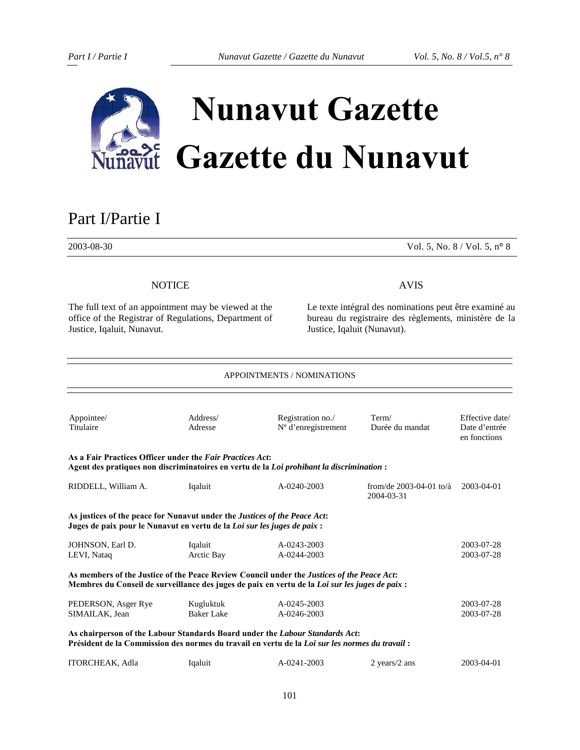# Nunavut Gazette
# Gazette du Nunavut

## Part I/Partie I

2003-08-30 — Vol. 5, No. 8 / Vol. 5, n° 8

### NOTICE

The full text of an appointment may be viewed at the office of the Registrar of Regulations, Department of Justice, Iqaluit, Nunavut.

### AVIS

Le texte intégral des nominations peut être examiné au bureau du registraire des règlements, ministère de la Justice, Iqaluit (Nunavut).

### APPOINTMENTS / NOMINATIONS

| Appointee/ Titulaire | Address/ Adresse | Registration no./ N° d'enregistrement | Term/ Durée du mandat | Effective date/ Date d'entrée en fonctions |
|---|---|---|---|---|
| **As a Fair Practices Officer under the *Fair Practices Act*: Agent des pratiques non discriminatoires en vertu de la *Loi prohibant la discrimination* :** | | | | |
| RIDDELL, William A. | Iqaluit | A-0240-2003 | from/de 2003-04-01 to/à 2004-03-31 | 2003-04-01 |
| **As justices of the peace for Nunavut under the *Justices of the Peace Act*: Juges de paix pour le Nunavut en vertu de la *Loi sur les juges de paix* :** | | | | |
| JOHNSON, Earl D. | Iqaluit | A-0243-2003 | | 2003-07-28 |
| LEVI, Nataq | Arctic Bay | A-0244-2003 | | 2003-07-28 |
| **As members of the Justice of the Peace Review Council under the *Justices of the Peace Act*: Membres du Conseil de surveillance des juges de paix en vertu de la *Loi sur les juges de paix* :** | | | | |
| PEDERSON, Asger Rye | Kugluktuk | A-0245-2003 | | 2003-07-28 |
| SIMAILAK, Jean | Baker Lake | A-0246-2003 | | 2003-07-28 |
| **As chairperson of the Labour Standards Board under the *Labour Standards Act*: Président de la Commission des normes du travail en vertu de la *Loi sur les normes du travail* :** | | | | |
| ITORCHEAK, Adla | Iqaluit | A-0241-2003 | 2 years/2 ans | 2003-04-01 |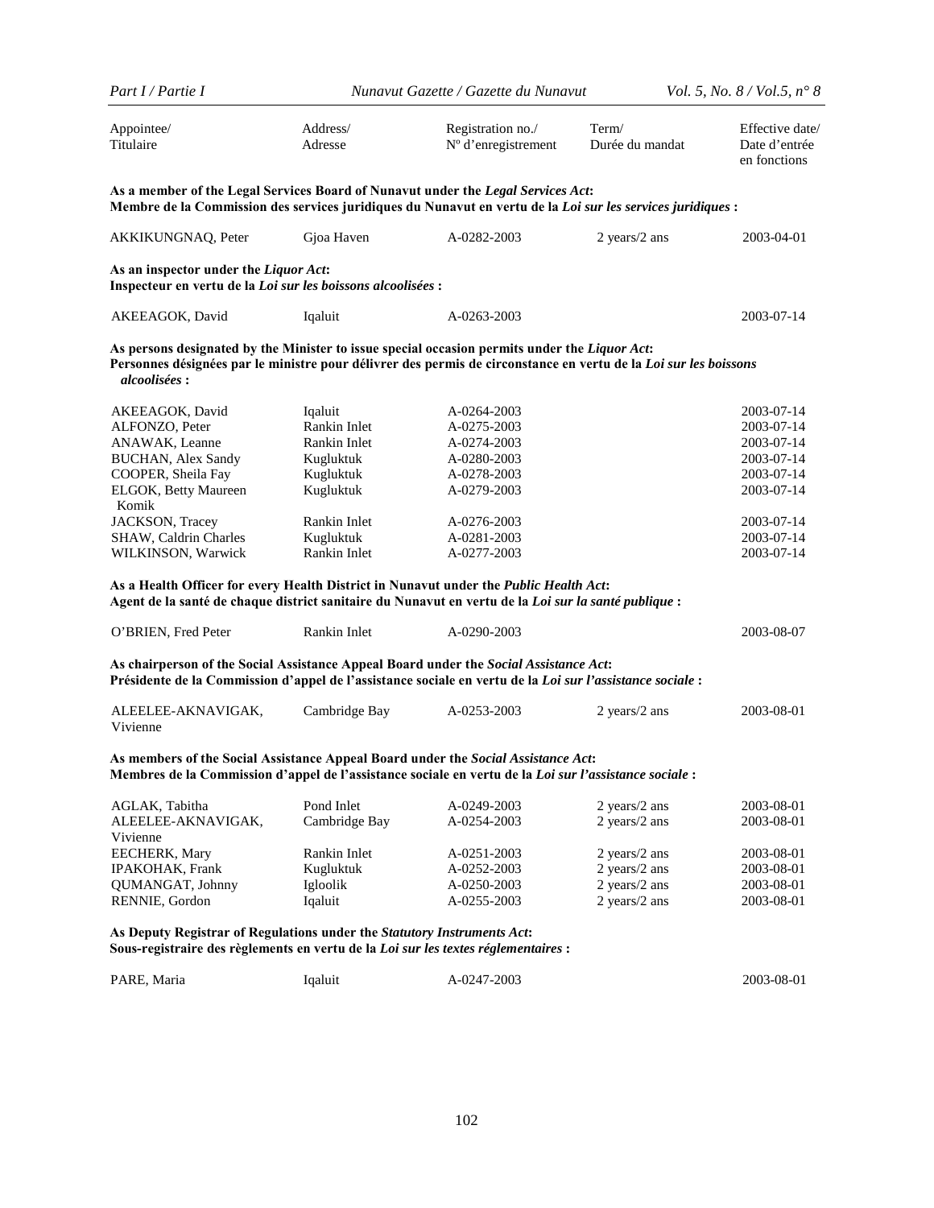| Appointee/ Titulaire | Address/ Adresse | Registration no./ Nº d'enregistrement | Term/ Durée du mandat | Effective date/ Date d'entrée en fonctions |
|---|---|---|---|---|

**As a member of the Legal Services Board of Nunavut under the *Legal Services Act*:**
**Membre de la Commission des services juridiques du Nunavut en vertu de la *Loi sur les services juridiques* :**

| | | | | |
|---|---|---|---|---|
| AKKIKUNGNAQ, Peter | Gjoa Haven | A-0282-2003 | 2 years/2 ans | 2003-04-01 |

**As an inspector under the *Liquor Act*:**
**Inspecteur en vertu de la *Loi sur les boissons alcoolisées* :**

| | | | | |
|---|---|---|---|---|
| AKEEAGOK, David | Iqaluit | A-0263-2003 | | 2003-07-14 |

**As persons designated by the Minister to issue special occasion permits under the *Liquor Act*:**
**Personnes désignées par le ministre pour délivrer des permis de circonstance en vertu de la *Loi sur les boissons alcoolisées* :**

| | | | | |
|---|---|---|---|---|
| AKEEAGOK, David | Iqaluit | A-0264-2003 | | 2003-07-14 |
| ALFONZO, Peter | Rankin Inlet | A-0275-2003 | | 2003-07-14 |
| ANAWAK, Leanne | Rankin Inlet | A-0274-2003 | | 2003-07-14 |
| BUCHAN, Alex Sandy | Kugluktuk | A-0280-2003 | | 2003-07-14 |
| COOPER, Sheila Fay | Kugluktuk | A-0278-2003 | | 2003-07-14 |
| ELGOK, Betty Maureen Komik | Kugluktuk | A-0279-2003 | | 2003-07-14 |
| JACKSON, Tracey | Rankin Inlet | A-0276-2003 | | 2003-07-14 |
| SHAW, Caldrin Charles | Kugluktuk | A-0281-2003 | | 2003-07-14 |
| WILKINSON, Warwick | Rankin Inlet | A-0277-2003 | | 2003-07-14 |

**As a Health Officer for every Health District in Nunavut under the *Public Health Act*:**
**Agent de la santé de chaque district sanitaire du Nunavut en vertu de la *Loi sur la santé publique* :**

| | | | | |
|---|---|---|---|---|
| O'BRIEN, Fred Peter | Rankin Inlet | A-0290-2003 | | 2003-08-07 |

**As chairperson of the Social Assistance Appeal Board under the *Social Assistance Act*:**
**Présidente de la Commission d'appel de l'assistance sociale en vertu de la *Loi sur l'assistance sociale* :**

| | | | | |
|---|---|---|---|---|
| ALEELEE-AKNAVIGAK, Vivienne | Cambridge Bay | A-0253-2003 | 2 years/2 ans | 2003-08-01 |

**As members of the Social Assistance Appeal Board under the *Social Assistance Act*:**
**Membres de la Commission d'appel de l'assistance sociale en vertu de la *Loi sur l'assistance sociale* :**

| | | | | |
|---|---|---|---|---|
| AGLAK, Tabitha | Pond Inlet | A-0249-2003 | 2 years/2 ans | 2003-08-01 |
| ALEELEE-AKNAVIGAK, Vivienne | Cambridge Bay | A-0254-2003 | 2 years/2 ans | 2003-08-01 |
| EECHERK, Mary | Rankin Inlet | A-0251-2003 | 2 years/2 ans | 2003-08-01 |
| IPAKOHAK, Frank | Kugluktuk | A-0252-2003 | 2 years/2 ans | 2003-08-01 |
| QUMANGAT, Johnny | Igloolik | A-0250-2003 | 2 years/2 ans | 2003-08-01 |
| RENNIE, Gordon | Iqaluit | A-0255-2003 | 2 years/2 ans | 2003-08-01 |

**As Deputy Registrar of Regulations under the *Statutory Instruments Act*:**
**Sous-registraire des règlements en vertu de la *Loi sur les textes réglementaires* :**

| | | | | |
|---|---|---|---|---|
| PARE, Maria | Iqaluit | A-0247-2003 | | 2003-08-01 |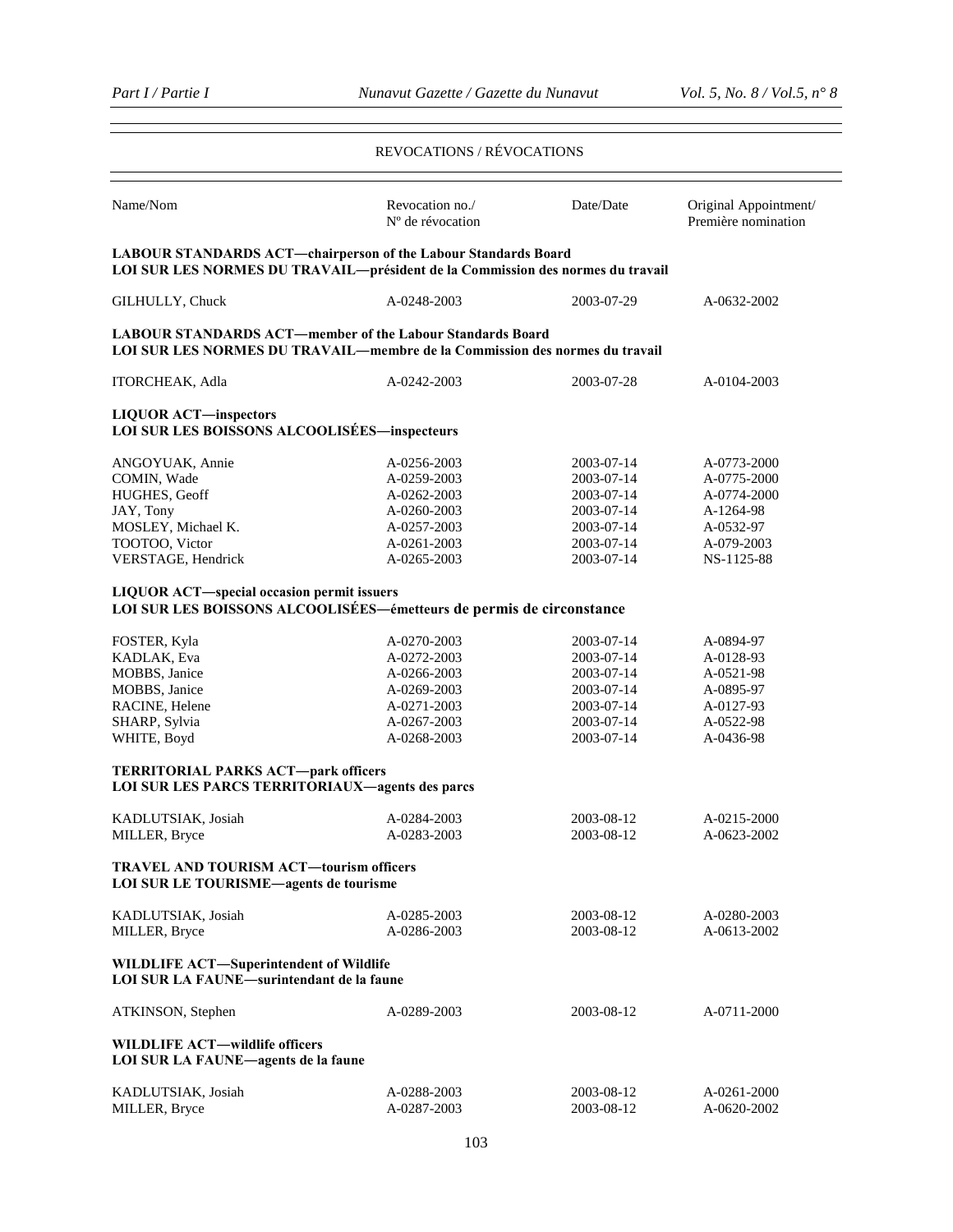## REVOCATIONS / RÉVOCATIONS

| Name/Nom | Revocation no./ Nº de révocation | Date/Date | Original Appointment/ Première nomination |
|---|---|---|---|
| **LABOUR STANDARDS ACT—chairperson of the Labour Standards Board** | | | |
| **LOI SUR LES NORMES DU TRAVAIL—président de la Commission des normes du travail** | | | |
| GILHULLY, Chuck | A-0248-2003 | 2003-07-29 | A-0632-2002 |
| **LABOUR STANDARDS ACT—member of the Labour Standards Board** | | | |
| **LOI SUR LES NORMES DU TRAVAIL—membre de la Commission des normes du travail** | | | |
| ITORCHEAK, Adla | A-0242-2003 | 2003-07-28 | A-0104-2003 |
| **LIQUOR ACT—inspectors** | | | |
| **LOI SUR LES BOISSONS ALCOOLISÉES—inspecteurs** | | | |
| ANGOYUAK, Annie | A-0256-2003 | 2003-07-14 | A-0773-2000 |
| COMIN, Wade | A-0259-2003 | 2003-07-14 | A-0775-2000 |
| HUGHES, Geoff | A-0262-2003 | 2003-07-14 | A-0774-2000 |
| JAY, Tony | A-0260-2003 | 2003-07-14 | A-1264-98 |
| MOSLEY, Michael K. | A-0257-2003 | 2003-07-14 | A-0532-97 |
| TOOTOO, Victor | A-0261-2003 | 2003-07-14 | A-079-2003 |
| VERSTAGE, Hendrick | A-0265-2003 | 2003-07-14 | NS-1125-88 |
| **LIQUOR ACT—special occasion permit issuers** | | | |
| **LOI SUR LES BOISSONS ALCOOLISÉES—émetteurs de permis de circonstance** | | | |
| FOSTER, Kyla | A-0270-2003 | 2003-07-14 | A-0894-97 |
| KADLAK, Eva | A-0272-2003 | 2003-07-14 | A-0128-93 |
| MOBBS, Janice | A-0266-2003 | 2003-07-14 | A-0521-98 |
| MOBBS, Janice | A-0269-2003 | 2003-07-14 | A-0895-97 |
| RACINE, Helene | A-0271-2003 | 2003-07-14 | A-0127-93 |
| SHARP, Sylvia | A-0267-2003 | 2003-07-14 | A-0522-98 |
| WHITE, Boyd | A-0268-2003 | 2003-07-14 | A-0436-98 |
| **TERRITORIAL PARKS ACT—park officers** | | | |
| **LOI SUR LES PARCS TERRITORIAUX—agents des parcs** | | | |
| KADLUTSIAK, Josiah | A-0284-2003 | 2003-08-12 | A-0215-2000 |
| MILLER, Bryce | A-0283-2003 | 2003-08-12 | A-0623-2002 |
| **TRAVEL AND TOURISM ACT—tourism officers** | | | |
| **LOI SUR LE TOURISME—agents de tourisme** | | | |
| KADLUTSIAK, Josiah | A-0285-2003 | 2003-08-12 | A-0280-2003 |
| MILLER, Bryce | A-0286-2003 | 2003-08-12 | A-0613-2002 |
| **WILDLIFE ACT—Superintendent of Wildlife** | | | |
| **LOI SUR LA FAUNE—surintendant de la faune** | | | |
| ATKINSON, Stephen | A-0289-2003 | 2003-08-12 | A-0711-2000 |
| **WILDLIFE ACT—wildlife officers** | | | |
| **LOI SUR LA FAUNE—agents de la faune** | | | |
| KADLUTSIAK, Josiah | A-0288-2003 | 2003-08-12 | A-0261-2000 |
| MILLER, Bryce | A-0287-2003 | 2003-08-12 | A-0620-2002 |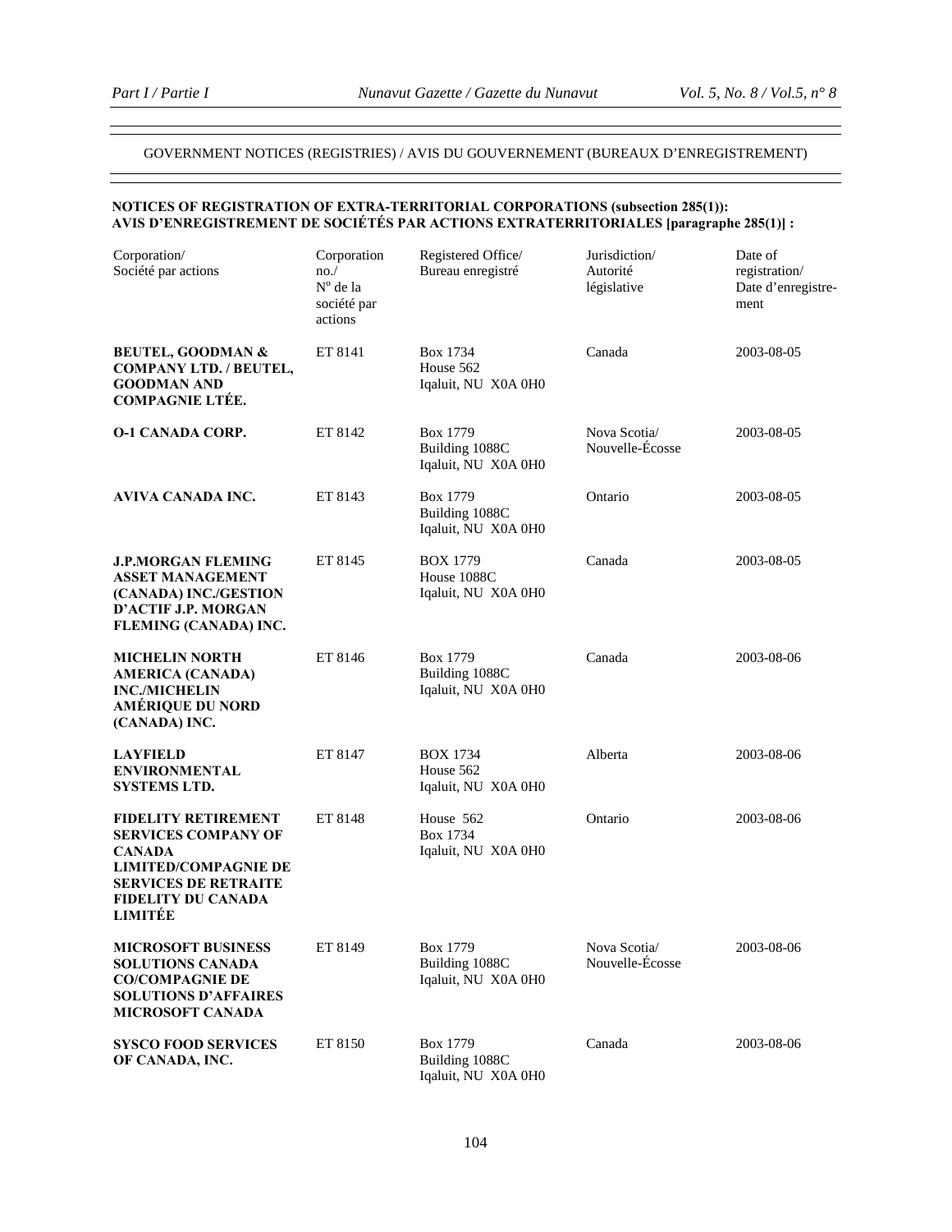GOVERNMENT NOTICES (REGISTRIES) / AVIS DU GOUVERNEMENT (BUREAUX D'ENREGISTREMENT)

**NOTICES OF REGISTRATION OF EXTRA-TERRITORIAL CORPORATIONS (subsection 285(1)): AVIS D'ENREGISTREMENT DE SOCIÉTÉS PAR ACTIONS EXTRATERRITORIALES [paragraphe 285(1)] :**

| Corporation/ Société par actions | Corporation no./ N° de la société par actions | Registered Office/ Bureau enregistré | Jurisdiction/ Autorité législative | Date of registration/ Date d'enregistrement |
|---|---|---|---|---|
| **BEUTEL, GOODMAN & COMPANY LTD. / BEUTEL, GOODMAN AND COMPAGNIE LTÉE.** | ET 8141 | Box 1734 House 562 Iqaluit, NU X0A 0H0 | Canada | 2003-08-05 |
| **O-1 CANADA CORP.** | ET 8142 | Box 1779 Building 1088C Iqaluit, NU X0A 0H0 | Nova Scotia/ Nouvelle-Écosse | 2003-08-05 |
| **AVIVA CANADA INC.** | ET 8143 | Box 1779 Building 1088C Iqaluit, NU X0A 0H0 | Ontario | 2003-08-05 |
| **J.P.MORGAN FLEMING ASSET MANAGEMENT (CANADA) INC./GESTION D'ACTIF J.P. MORGAN FLEMING (CANADA) INC.** | ET 8145 | BOX 1779 House 1088C Iqaluit, NU X0A 0H0 | Canada | 2003-08-05 |
| **MICHELIN NORTH AMERICA (CANADA) INC./MICHELIN AMÉRIQUE DU NORD (CANADA) INC.** | ET 8146 | Box 1779 Building 1088C Iqaluit, NU X0A 0H0 | Canada | 2003-08-06 |
| **LAYFIELD ENVIRONMENTAL SYSTEMS LTD.** | ET 8147 | BOX 1734 House 562 Iqaluit, NU X0A 0H0 | Alberta | 2003-08-06 |
| **FIDELITY RETIREMENT SERVICES COMPANY OF CANADA LIMITED/COMPAGNIE DE SERVICES DE RETRAITE FIDELITY DU CANADA LIMITÉE** | ET 8148 | House 562 Box 1734 Iqaluit, NU X0A 0H0 | Ontario | 2003-08-06 |
| **MICROSOFT BUSINESS SOLUTIONS CANADA CO/COMPAGNIE DE SOLUTIONS D'AFFAIRES MICROSOFT CANADA** | ET 8149 | Box 1779 Building 1088C Iqaluit, NU X0A 0H0 | Nova Scotia/ Nouvelle-Écosse | 2003-08-06 |
| **SYSCO FOOD SERVICES OF CANADA, INC.** | ET 8150 | Box 1779 Building 1088C Iqaluit, NU X0A 0H0 | Canada | 2003-08-06 |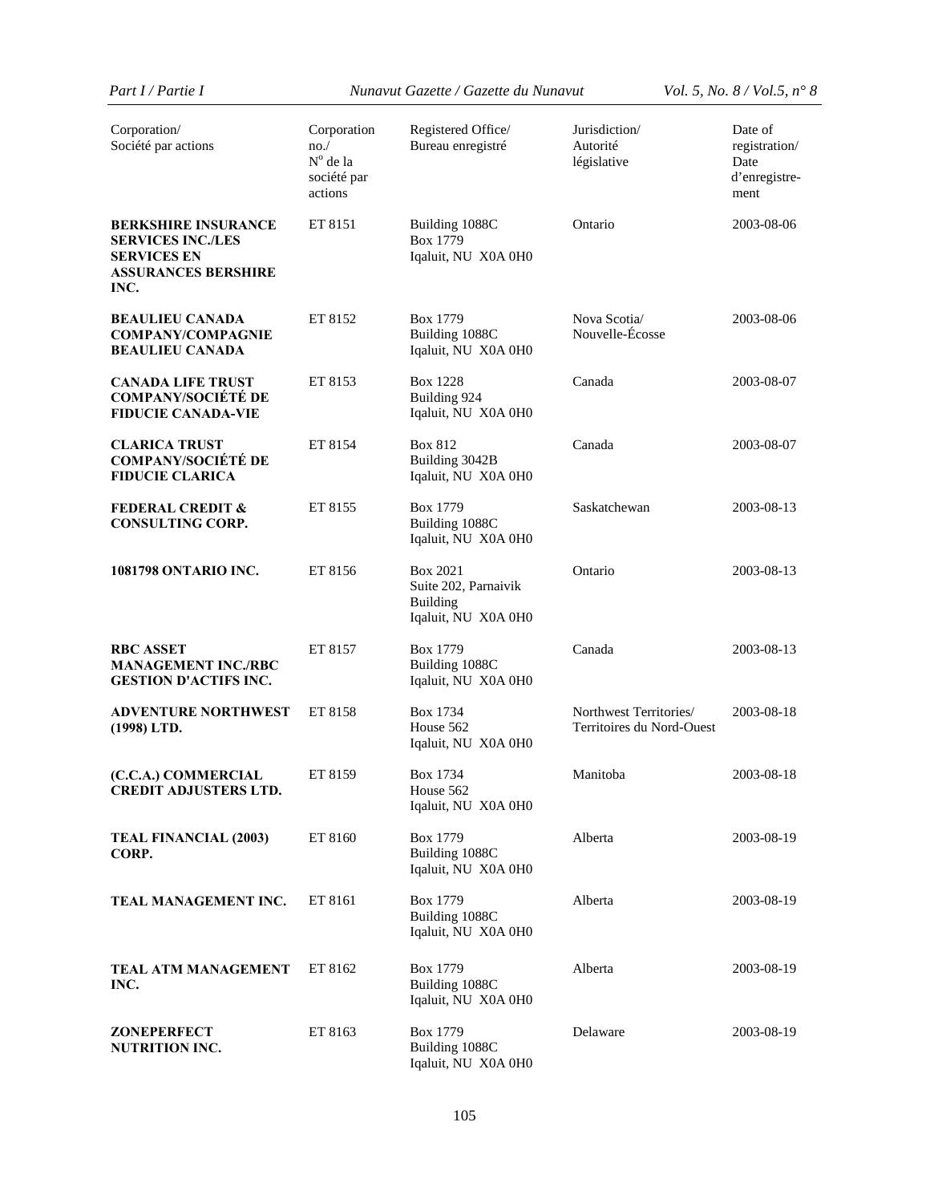| Corporation/ Société par actions | Corporation no./ N° de la société par actions | Registered Office/ Bureau enregistré | Jurisdiction/ Autorité législative | Date of registration/ Date d'enregistre-ment |
|---|---|---|---|---|
| **BERKSHIRE INSURANCE SERVICES INC./LES SERVICES EN ASSURANCES BERSHIRE INC.** | ET 8151 | Building 1088C Box 1779 Iqaluit, NU X0A 0H0 | Ontario | 2003-08-06 |
| **BEAULIEU CANADA COMPANY/COMPAGNIE BEAULIEU CANADA** | ET 8152 | Box 1779 Building 1088C Iqaluit, NU X0A 0H0 | Nova Scotia/ Nouvelle-Écosse | 2003-08-06 |
| **CANADA LIFE TRUST COMPANY/SOCIÉTÉ DE FIDUCIE CANADA-VIE** | ET 8153 | Box 1228 Building 924 Iqaluit, NU X0A 0H0 | Canada | 2003-08-07 |
| **CLARICA TRUST COMPANY/SOCIÉTÉ DE FIDUCIE CLARICA** | ET 8154 | Box 812 Building 3042B Iqaluit, NU X0A 0H0 | Canada | 2003-08-07 |
| **FEDERAL CREDIT & CONSULTING CORP.** | ET 8155 | Box 1779 Building 1088C Iqaluit, NU X0A 0H0 | Saskatchewan | 2003-08-13 |
| **1081798 ONTARIO INC.** | ET 8156 | Box 2021 Suite 202, Parnaivik Building Iqaluit, NU X0A 0H0 | Ontario | 2003-08-13 |
| **RBC ASSET MANAGEMENT INC./RBC GESTION D'ACTIFS INC.** | ET 8157 | Box 1779 Building 1088C Iqaluit, NU X0A 0H0 | Canada | 2003-08-13 |
| **ADVENTURE NORTHWEST (1998) LTD.** | ET 8158 | Box 1734 House 562 Iqaluit, NU X0A 0H0 | Northwest Territories/ Territoires du Nord-Ouest | 2003-08-18 |
| **(C.C.A.) COMMERCIAL CREDIT ADJUSTERS LTD.** | ET 8159 | Box 1734 House 562 Iqaluit, NU X0A 0H0 | Manitoba | 2003-08-18 |
| **TEAL FINANCIAL (2003) CORP.** | ET 8160 | Box 1779 Building 1088C Iqaluit, NU X0A 0H0 | Alberta | 2003-08-19 |
| **TEAL MANAGEMENT INC.** | ET 8161 | Box 1779 Building 1088C Iqaluit, NU X0A 0H0 | Alberta | 2003-08-19 |
| **TEAL ATM MANAGEMENT INC.** | ET 8162 | Box 1779 Building 1088C Iqaluit, NU X0A 0H0 | Alberta | 2003-08-19 |
| **ZONEPERFECT NUTRITION INC.** | ET 8163 | Box 1779 Building 1088C Iqaluit, NU X0A 0H0 | Delaware | 2003-08-19 |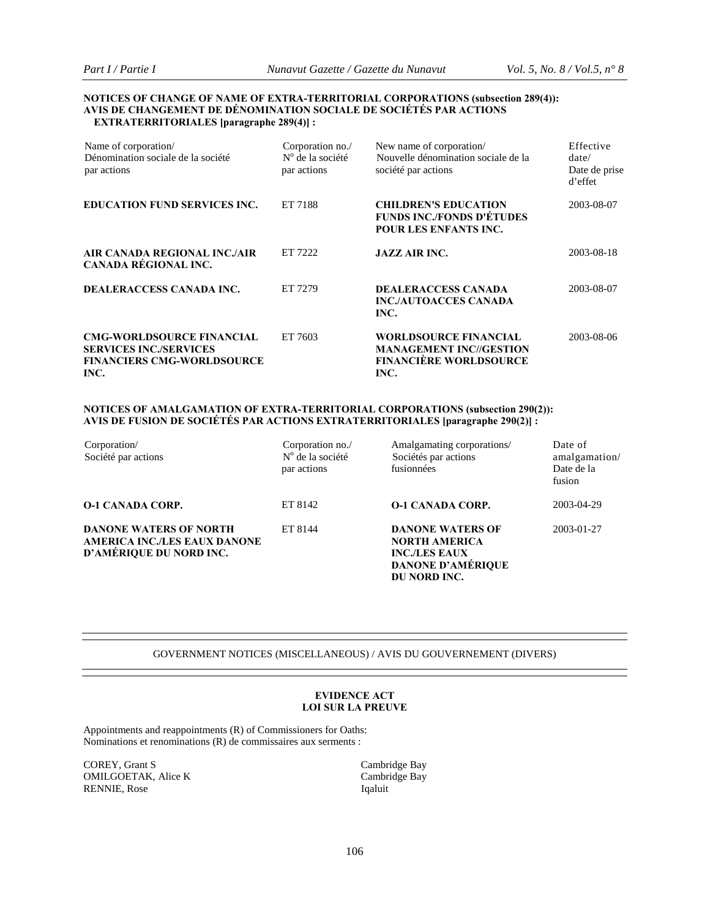**NOTICES OF CHANGE OF NAME OF EXTRA-TERRITORIAL CORPORATIONS (subsection 289(4)): AVIS DE CHANGEMENT DE DÉNOMINATION SOCIALE DE SOCIÉTÉS PAR ACTIONS EXTRATERRITORIALES [paragraphe 289(4)] :**

| Name of corporation/ Dénomination sociale de la société par actions | Corporation no./ N° de la société par actions | New name of corporation/ Nouvelle dénomination sociale de la société par actions | Effective date/ Date de prise d'effet |
|---|---|---|---|
| **EDUCATION FUND SERVICES INC.** | ET 7188 | **CHILDREN'S EDUCATION FUNDS INC./FONDS D'ÉTUDES POUR LES ENFANTS INC.** | 2003-08-07 |
| **AIR CANADA REGIONAL INC./AIR CANADA RÉGIONAL INC.** | ET 7222 | **JAZZ AIR INC.** | 2003-08-18 |
| **DEALERACCESS CANADA INC.** | ET 7279 | **DEALERACCESS CANADA INC./AUTOACCES CANADA INC.** | 2003-08-07 |
| **CMG-WORLDSOURCE FINANCIAL SERVICES INC./SERVICES FINANCIERS CMG-WORLDSOURCE INC.** | ET 7603 | **WORLDSOURCE FINANCIAL MANAGEMENT INC//GESTION FINANCIÈRE WORLDSOURCE INC.** | 2003-08-06 |

**NOTICES OF AMALGAMATION OF EXTRA-TERRITORIAL CORPORATIONS (subsection 290(2)): AVIS DE FUSION DE SOCIÉTÉS PAR ACTIONS EXTRATERRITORIALES [paragraphe 290(2)] :**

| Corporation/ Société par actions | Corporation no./ N° de la société par actions | Amalgamating corporations/ Sociétés par actions fusionnées | Date of amalgamation/ Date de la fusion |
|---|---|---|---|
| **O-1 CANADA CORP.** | ET 8142 | **O-1 CANADA CORP.** | 2003-04-29 |
| **DANONE WATERS OF NORTH AMERICA INC./LES EAUX DANONE D'AMÉRIQUE DU NORD INC.** | ET 8144 | **DANONE WATERS OF NORTH AMERICA INC./LES EAUX DANONE D'AMÉRIQUE DU NORD INC.** | 2003-01-27 |

## GOVERNMENT NOTICES (MISCELLANEOUS) / AVIS DU GOUVERNEMENT (DIVERS)

### EVIDENCE ACT
### LOI SUR LA PREUVE

Appointments and reappointments (R) of Commissioners for Oaths:
Nominations et renominations (R) de commissaires aux serments :

| | |
|---|---|
| COREY, Grant S | Cambridge Bay |
| OMILGOETAK, Alice K | Cambridge Bay |
| RENNIE, Rose | Iqaluit |